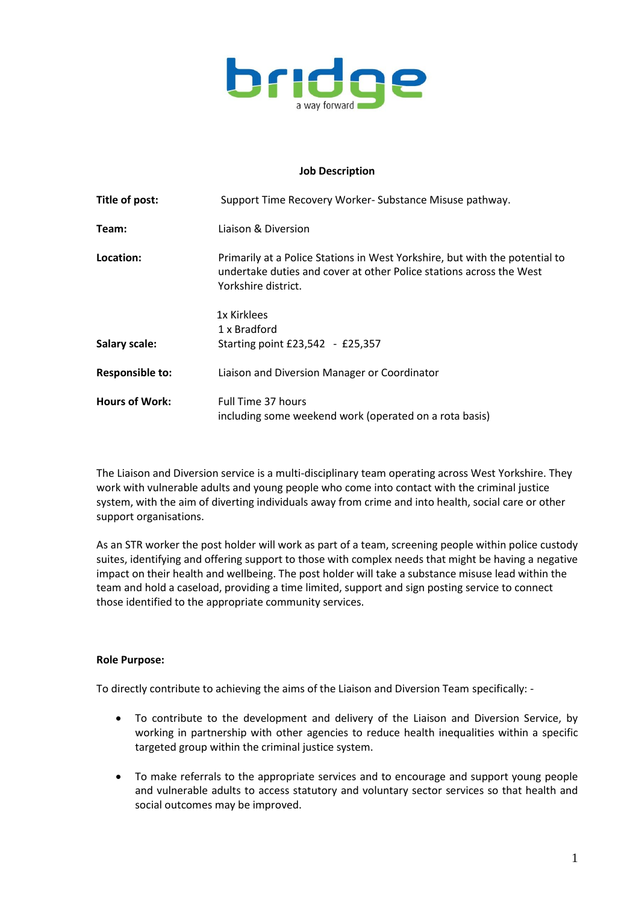bridge
a way forward

## Job Description

| | |
|---|---|
| **Title of post:** | Support Time Recovery Worker- Substance Misuse pathway. |
| **Team:** | Liaison & Diversion |
| **Location:** | Primarily at a Police Stations in West Yorkshire, but with the potential to undertake duties and cover at other Police stations across the West Yorkshire district.<br><br>1x Kirklees<br>1 x Bradford |
| **Salary scale:** | Starting point £23,542 - £25,357 |
| **Responsible to:** | Liaison and Diversion Manager or Coordinator |
| **Hours of Work:** | Full Time 37 hours<br>including some weekend work (operated on a rota basis) |

The Liaison and Diversion service is a multi-disciplinary team operating across West Yorkshire. They work with vulnerable adults and young people who come into contact with the criminal justice system, with the aim of diverting individuals away from crime and into health, social care or other support organisations.

As an STR worker the post holder will work as part of a team, screening people within police custody suites, identifying and offering support to those with complex needs that might be having a negative impact on their health and wellbeing. The post holder will take a substance misuse lead within the team and hold a caseload, providing a time limited, support and sign posting service to connect those identified to the appropriate community services.

**Role Purpose:**

To directly contribute to achieving the aims of the Liaison and Diversion Team specifically: -

- To contribute to the development and delivery of the Liaison and Diversion Service, by working in partnership with other agencies to reduce health inequalities within a specific targeted group within the criminal justice system.
- To make referrals to the appropriate services and to encourage and support young people and vulnerable adults to access statutory and voluntary sector services so that health and social outcomes may be improved.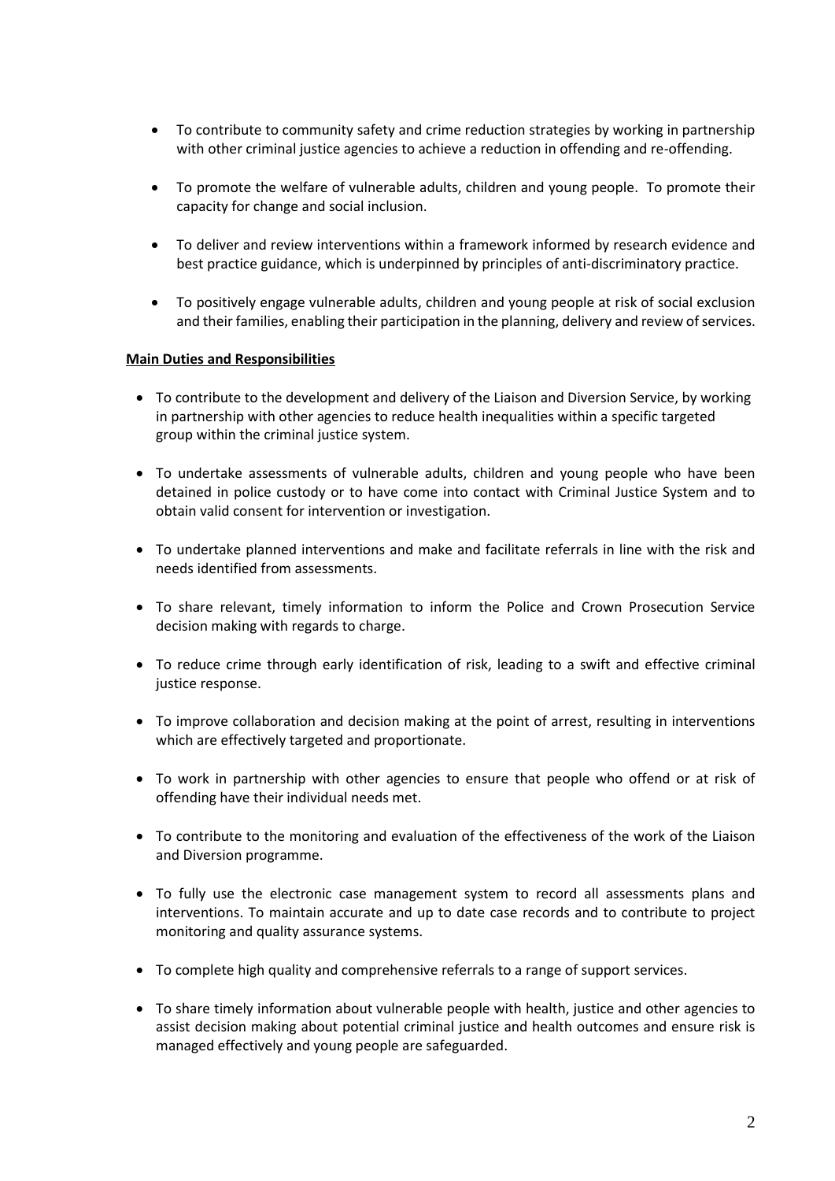- To contribute to community safety and crime reduction strategies by working in partnership with other criminal justice agencies to achieve a reduction in offending and re-offending.
- To promote the welfare of vulnerable adults, children and young people. To promote their capacity for change and social inclusion.
- To deliver and review interventions within a framework informed by research evidence and best practice guidance, which is underpinned by principles of anti-discriminatory practice.
- To positively engage vulnerable adults, children and young people at risk of social exclusion and their families, enabling their participation in the planning, delivery and review of services.

**Main Duties and Responsibilities**

- To contribute to the development and delivery of the Liaison and Diversion Service, by working in partnership with other agencies to reduce health inequalities within a specific targeted group within the criminal justice system.
- To undertake assessments of vulnerable adults, children and young people who have been detained in police custody or to have come into contact with Criminal Justice System and to obtain valid consent for intervention or investigation.
- To undertake planned interventions and make and facilitate referrals in line with the risk and needs identified from assessments.
- To share relevant, timely information to inform the Police and Crown Prosecution Service decision making with regards to charge.
- To reduce crime through early identification of risk, leading to a swift and effective criminal justice response.
- To improve collaboration and decision making at the point of arrest, resulting in interventions which are effectively targeted and proportionate.
- To work in partnership with other agencies to ensure that people who offend or at risk of offending have their individual needs met.
- To contribute to the monitoring and evaluation of the effectiveness of the work of the Liaison and Diversion programme.
- To fully use the electronic case management system to record all assessments plans and interventions. To maintain accurate and up to date case records and to contribute to project monitoring and quality assurance systems.
- To complete high quality and comprehensive referrals to a range of support services.
- To share timely information about vulnerable people with health, justice and other agencies to assist decision making about potential criminal justice and health outcomes and ensure risk is managed effectively and young people are safeguarded.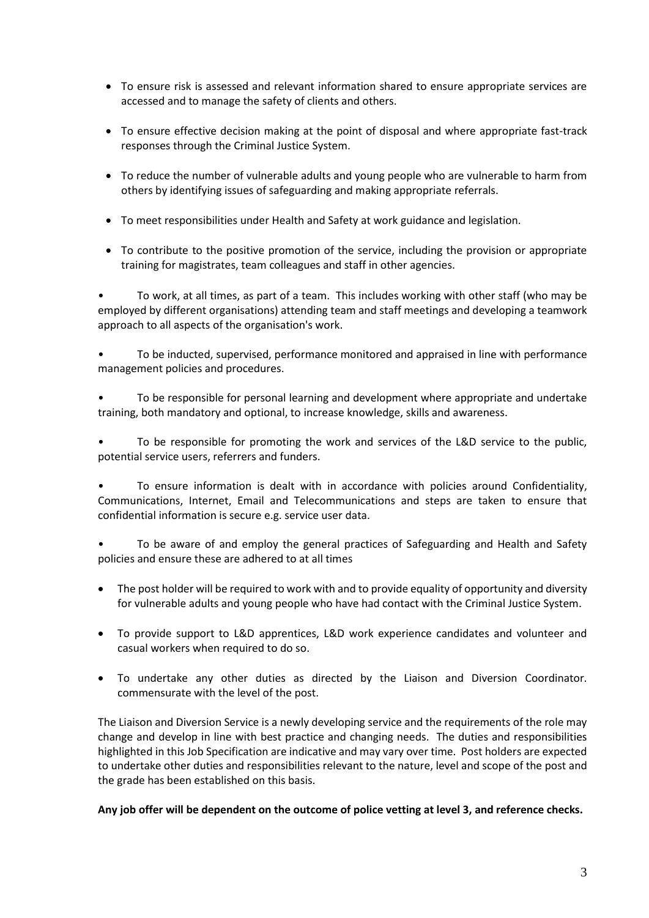- To ensure risk is assessed and relevant information shared to ensure appropriate services are accessed and to manage the safety of clients and others.
- To ensure effective decision making at the point of disposal and where appropriate fast-track responses through the Criminal Justice System.
- To reduce the number of vulnerable adults and young people who are vulnerable to harm from others by identifying issues of safeguarding and making appropriate referrals.
- To meet responsibilities under Health and Safety at work guidance and legislation.
- To contribute to the positive promotion of the service, including the provision or appropriate training for magistrates, team colleagues and staff in other agencies.
- To work, at all times, as part of a team. This includes working with other staff (who may be employed by different organisations) attending team and staff meetings and developing a teamwork approach to all aspects of the organisation's work.
- To be inducted, supervised, performance monitored and appraised in line with performance management policies and procedures.
- To be responsible for personal learning and development where appropriate and undertake training, both mandatory and optional, to increase knowledge, skills and awareness.
- To be responsible for promoting the work and services of the L&D service to the public, potential service users, referrers and funders.
- To ensure information is dealt with in accordance with policies around Confidentiality, Communications, Internet, Email and Telecommunications and steps are taken to ensure that confidential information is secure e.g. service user data.
- To be aware of and employ the general practices of Safeguarding and Health and Safety policies and ensure these are adhered to at all times
- The post holder will be required to work with and to provide equality of opportunity and diversity for vulnerable adults and young people who have had contact with the Criminal Justice System.
- To provide support to L&D apprentices, L&D work experience candidates and volunteer and casual workers when required to do so.
- To undertake any other duties as directed by the Liaison and Diversion Coordinator. commensurate with the level of the post.

The Liaison and Diversion Service is a newly developing service and the requirements of the role may change and develop in line with best practice and changing needs. The duties and responsibilities highlighted in this Job Specification are indicative and may vary over time. Post holders are expected to undertake other duties and responsibilities relevant to the nature, level and scope of the post and the grade has been established on this basis.

**Any job offer will be dependent on the outcome of police vetting at level 3, and reference checks.**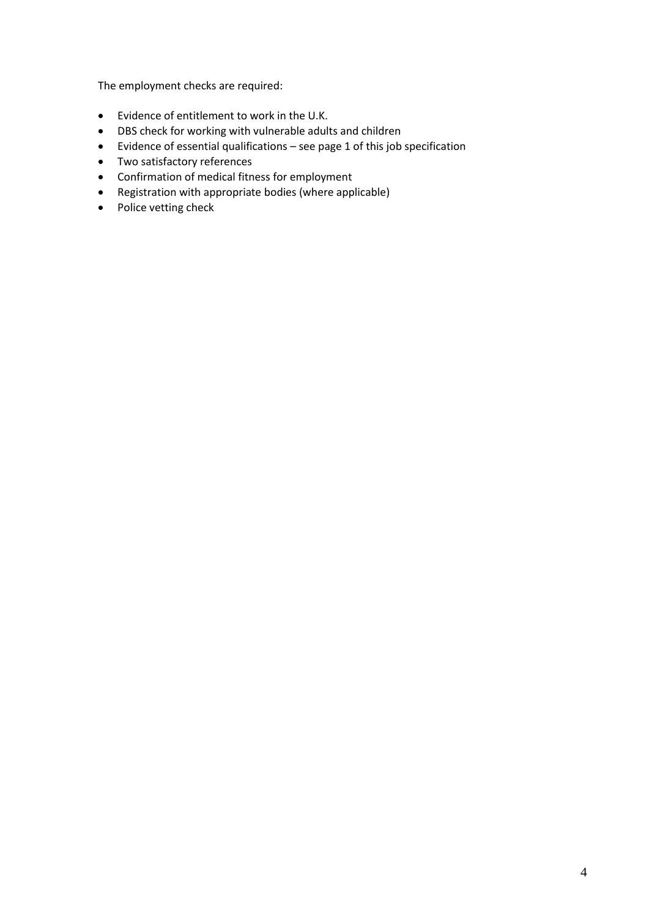The employment checks are required:

- Evidence of entitlement to work in the U.K.
- DBS check for working with vulnerable adults and children
- Evidence of essential qualifications – see page 1 of this job specification
- Two satisfactory references
- Confirmation of medical fitness for employment
- Registration with appropriate bodies (where applicable)
- Police vetting check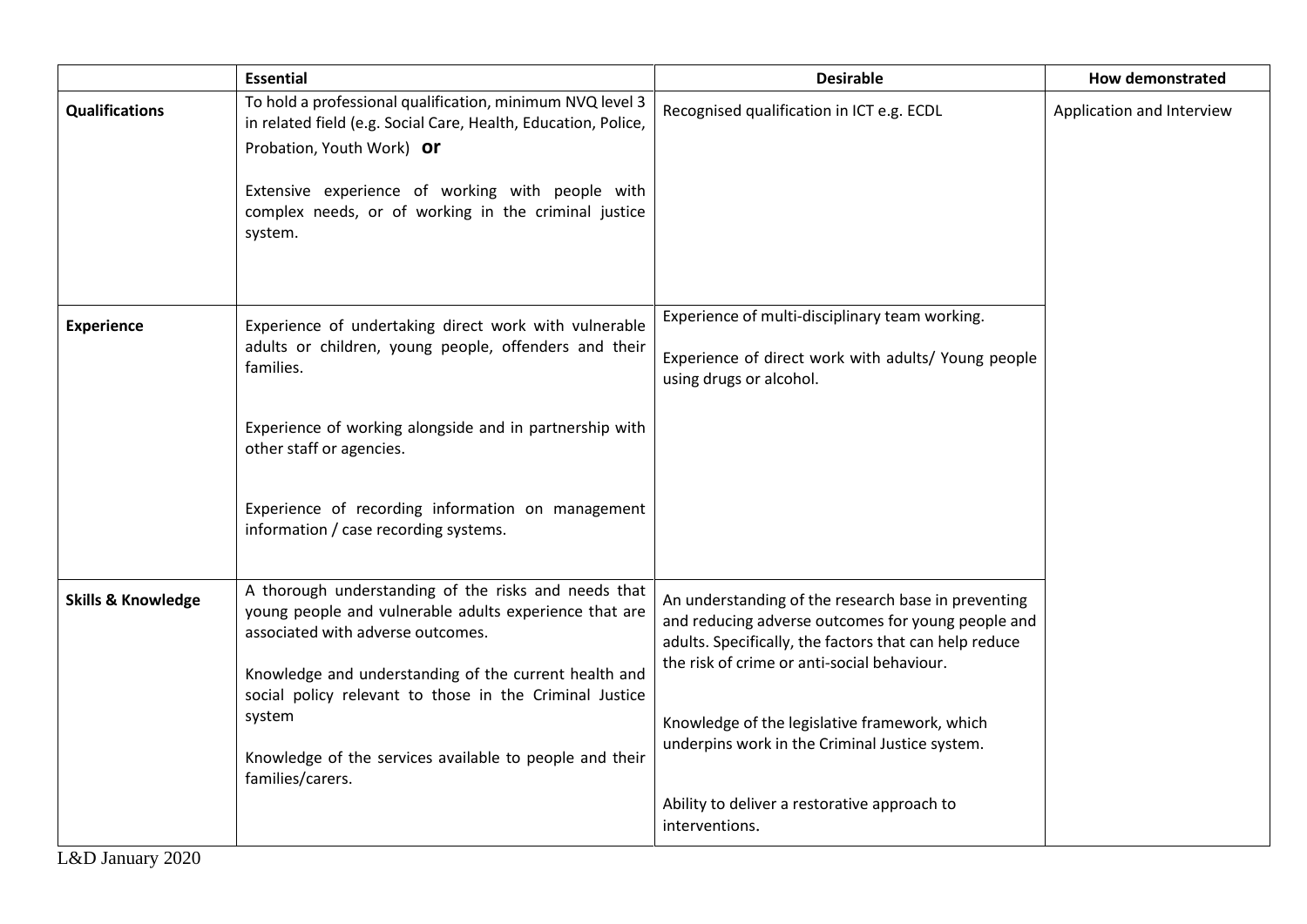|  | **Essential** | **Desirable** | **How demonstrated** |
|---|---|---|---|
| **Qualifications** | To hold a professional qualification, minimum NVQ level 3 in related field (e.g. Social Care, Health, Education, Police, Probation, Youth Work) **or**<br><br>Extensive experience of working with people with complex needs, or of working in the criminal justice system. | Recognised qualification in ICT e.g. ECDL | Application and Interview |
| **Experience** | Experience of undertaking direct work with vulnerable adults or children, young people, offenders and their families.<br><br>Experience of working alongside and in partnership with other staff or agencies.<br><br>Experience of recording information on management information / case recording systems. | Experience of multi-disciplinary team working.<br><br>Experience of direct work with adults/ Young people using drugs or alcohol. |  |
| **Skills & Knowledge** | A thorough understanding of the risks and needs that young people and vulnerable adults experience that are associated with adverse outcomes.<br><br>Knowledge and understanding of the current health and social policy relevant to those in the Criminal Justice system<br><br>Knowledge of the services available to people and their families/carers. | An understanding of the research base in preventing and reducing adverse outcomes for young people and adults. Specifically, the factors that can help reduce the risk of crime or anti-social behaviour.<br><br>Knowledge of the legislative framework, which underpins work in the Criminal Justice system.<br><br>Ability to deliver a restorative approach to interventions. |  |

L&D January 2020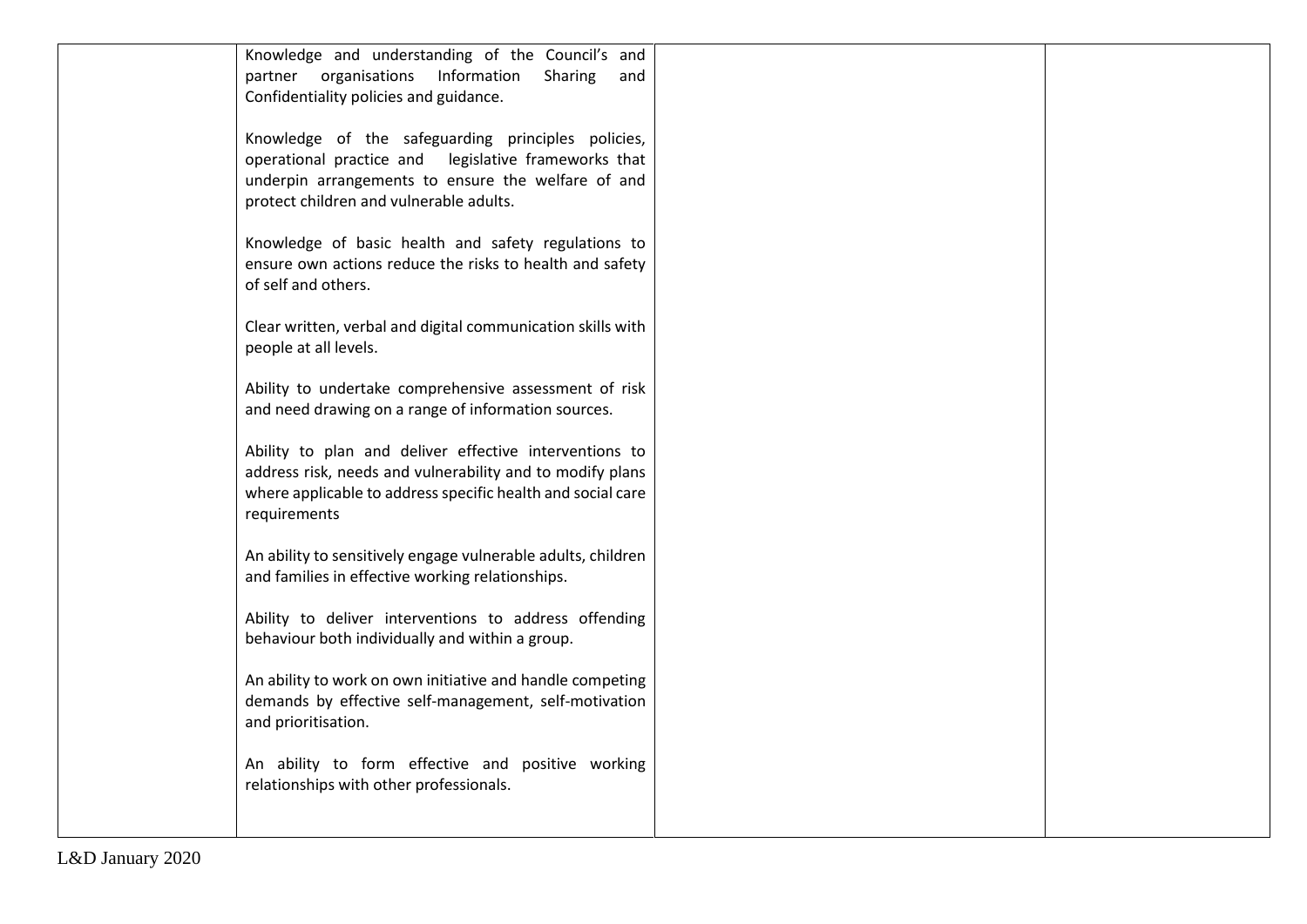| | | | |
|---|---|---|---|
| | Knowledge and understanding of the Council's and partner organisations Information Sharing and Confidentiality policies and guidance.<br><br>Knowledge of the safeguarding principles policies, operational practice and legislative frameworks that underpin arrangements to ensure the welfare of and protect children and vulnerable adults.<br><br>Knowledge of basic health and safety regulations to ensure own actions reduce the risks to health and safety of self and others.<br><br>Clear written, verbal and digital communication skills with people at all levels.<br><br>Ability to undertake comprehensive assessment of risk and need drawing on a range of information sources.<br><br>Ability to plan and deliver effective interventions to address risk, needs and vulnerability and to modify plans where applicable to address specific health and social care requirements<br><br>An ability to sensitively engage vulnerable adults, children and families in effective working relationships.<br><br>Ability to deliver interventions to address offending behaviour both individually and within a group.<br><br>An ability to work on own initiative and handle competing demands by effective self-management, self-motivation and prioritisation.<br><br>An ability to form effective and positive working relationships with other professionals. | | |

L&D January 2020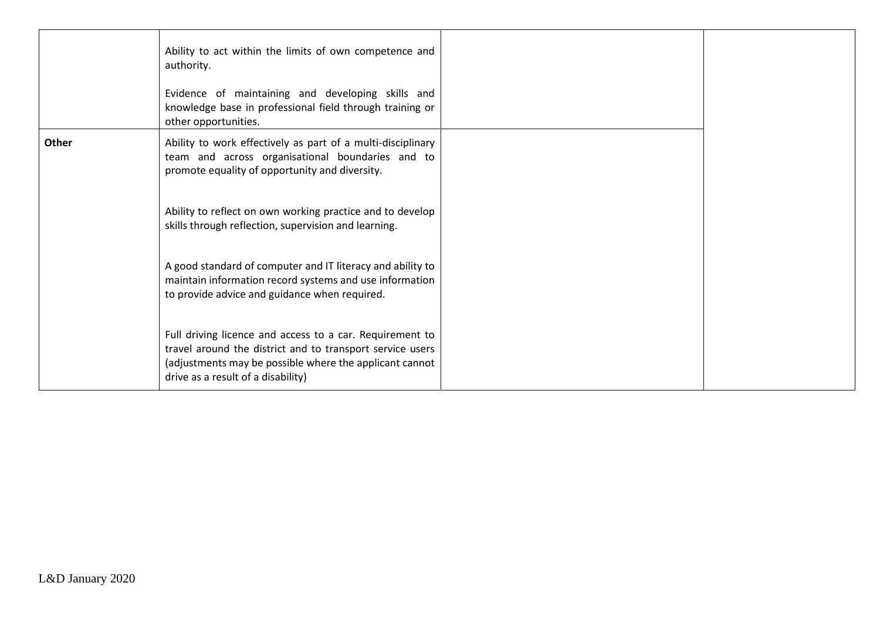| | | | |
|---|---|---|---|
| | Ability to act within the limits of own competence and authority.<br><br>Evidence of maintaining and developing skills and knowledge base in professional field through training or other opportunities. | | |
| **Other** | Ability to work effectively as part of a multi-disciplinary team and across organisational boundaries and to promote equality of opportunity and diversity.<br><br>Ability to reflect on own working practice and to develop skills through reflection, supervision and learning.<br><br>A good standard of computer and IT literacy and ability to maintain information record systems and use information to provide advice and guidance when required.<br><br>Full driving licence and access to a car. Requirement to travel around the district and to transport service users (adjustments may be possible where the applicant cannot drive as a result of a disability) | | |

L&D January 2020